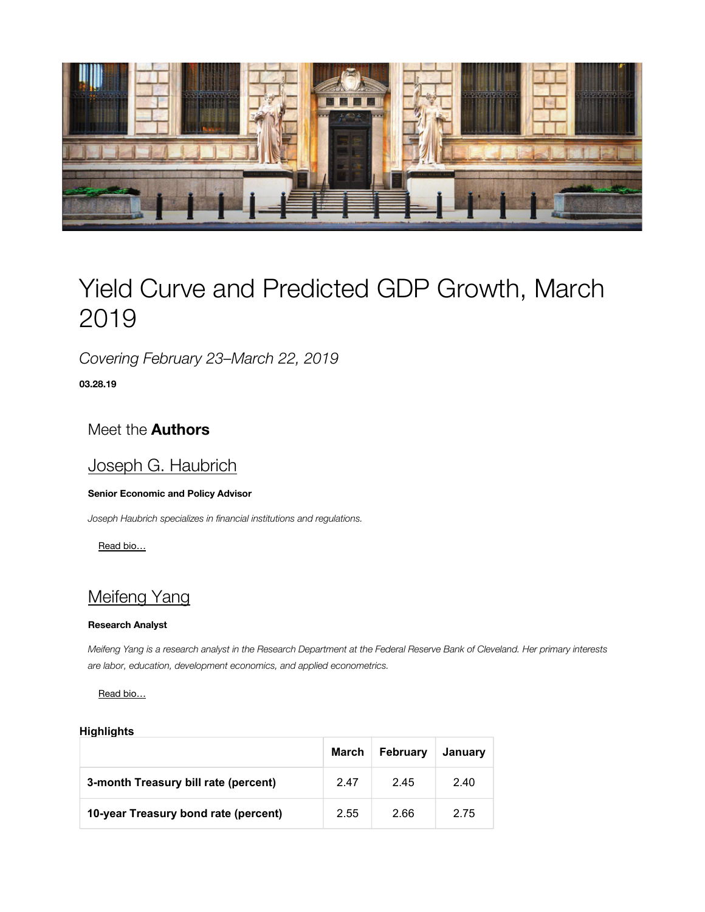# Yield Curve and Predicted GDP Growth, March 2019

*Covering February 23–March 22, 2019*

**03.28.19**

## Meet the **Authors**

### Joseph G. Haubrich

**Senior Economic and Policy Advisor**

*Joseph Haubrich specializes in financial institutions and regulations.*

Read bio…

### Meifeng Yang

**Research Analyst**

*Meifeng Yang is a research analyst in the Research Department at the Federal Reserve Bank of Cleveland. Her primary interests are labor, education, development economics, and applied econometrics.*

Read bio…

**Highlights**

| | March | February | January |
|---|---|---|---|
| **3-month Treasury bill rate (percent)** | 2.47 | 2.45 | 2.40 |
| **10-year Treasury bond rate (percent)** | 2.55 | 2.66 | 2.75 |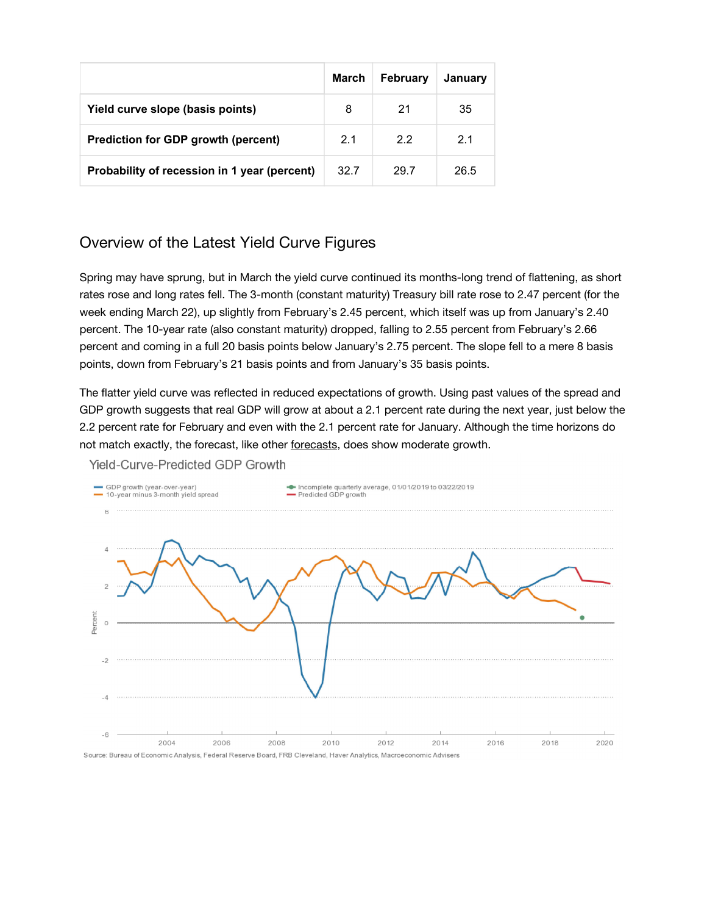| | March | February | January |
|---|---|---|---|
| **Yield curve slope (basis points)** | 8 | 21 | 35 |
| **Prediction for GDP growth (percent)** | 2.1 | 2.2 | 2.1 |
| **Probability of recession in 1 year (percent)** | 32.7 | 29.7 | 26.5 |

## Overview of the Latest Yield Curve Figures

Spring may have sprung, but in March the yield curve continued its months-long trend of flattening, as short rates rose and long rates fell. The 3-month (constant maturity) Treasury bill rate rose to 2.47 percent (for the week ending March 22), up slightly from February's 2.45 percent, which itself was up from January's 2.40 percent. The 10-year rate (also constant maturity) dropped, falling to 2.55 percent from February's 2.66 percent and coming in a full 20 basis points below January's 2.75 percent. The slope fell to a mere 8 basis points, down from February's 21 basis points and from January's 35 basis points.

The flatter yield curve was reflected in reduced expectations of growth. Using past values of the spread and GDP growth suggests that real GDP will grow at about a 2.1 percent rate during the next year, just below the 2.2 percent rate for February and even with the 2.1 percent rate for January. Although the time horizons do not match exactly, the forecast, like other forecasts, does show moderate growth.

Yield-Curve-Predicted GDP Growth

Source: Bureau of Economic Analysis, Federal Reserve Board, FRB Cleveland, Haver Analytics, Macroeconomic Advisers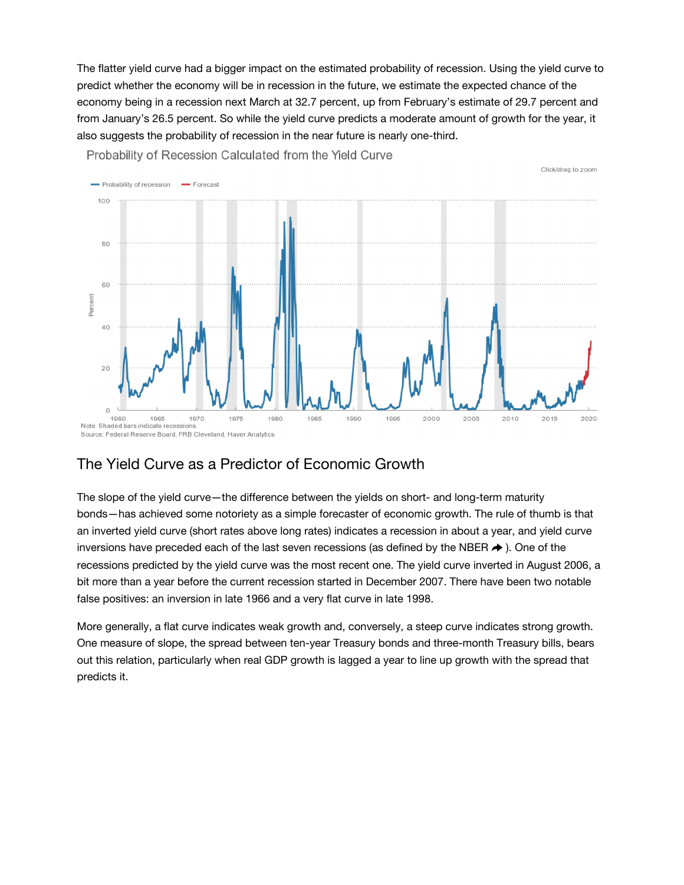The flatter yield curve had a bigger impact on the estimated probability of recession. Using the yield curve to predict whether the economy will be in recession in the future, we estimate the expected chance of the economy being in a recession next March at 32.7 percent, up from February's estimate of 29.7 percent and from January's 26.5 percent. So while the yield curve predicts a moderate amount of growth for the year, it also suggests the probability of recession in the near future is nearly one-third.

Probability of Recession Calculated from the Yield Curve

Click/drag to zoom

Probability of recession — Forecast

Note: Shaded bars indicate recessions.
Source: Federal Reserve Board, FRB Cleveland, Haver Analytics

## The Yield Curve as a Predictor of Economic Growth

The slope of the yield curve—the difference between the yields on short- and long-term maturity bonds—has achieved some notoriety as a simple forecaster of economic growth. The rule of thumb is that an inverted yield curve (short rates above long rates) indicates a recession in about a year, and yield curve inversions have preceded each of the last seven recessions (as defined by the NBER ➜). One of the recessions predicted by the yield curve was the most recent one. The yield curve inverted in August 2006, a bit more than a year before the current recession started in December 2007. There have been two notable false positives: an inversion in late 1966 and a very flat curve in late 1998.

More generally, a flat curve indicates weak growth and, conversely, a steep curve indicates strong growth. One measure of slope, the spread between ten-year Treasury bonds and three-month Treasury bills, bears out this relation, particularly when real GDP growth is lagged a year to line up growth with the spread that predicts it.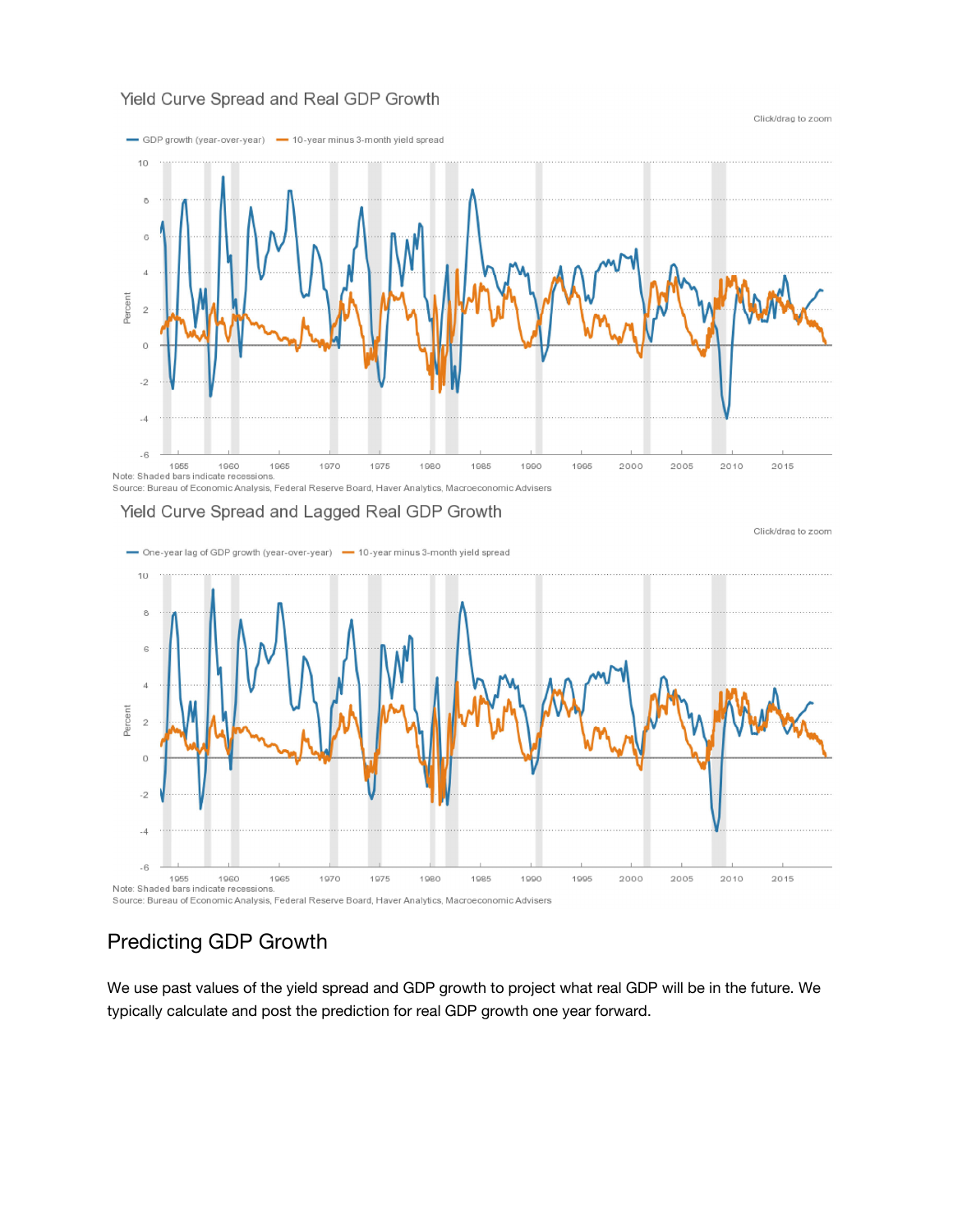Yield Curve Spread and Real GDP Growth

Click/drag to zoom

GDP growth (year-over-year)
10-year minus 3-month yield spread

10
8
6
4
2
0
-2
-4
-6

Percent

1955
1960
1965
1970
1975
1980
1985
1990
1995
2000
2005
2010
2015

Note: Shaded bars indicate recessions.
Source: Bureau of Economic Analysis, Federal Reserve Board, Haver Analytics, Macroeconomic Advisers

Yield Curve Spread and Lagged Real GDP Growth

Click/drag to zoom

One-year lag of GDP growth (year-over-year)
10-year minus 3-month yield spread

10
8
6
4
2
0
-2
-4
-6

Percent

1955
1960
1965
1970
1975
1980
1985
1990
1995
2000
2005
2010
2015

Note: Shaded bars indicate recessions.
Source: Bureau of Economic Analysis, Federal Reserve Board, Haver Analytics, Macroeconomic Advisers

## Predicting GDP Growth

We use past values of the yield spread and GDP growth to project what real GDP will be in the future. We typically calculate and post the prediction for real GDP growth one year forward.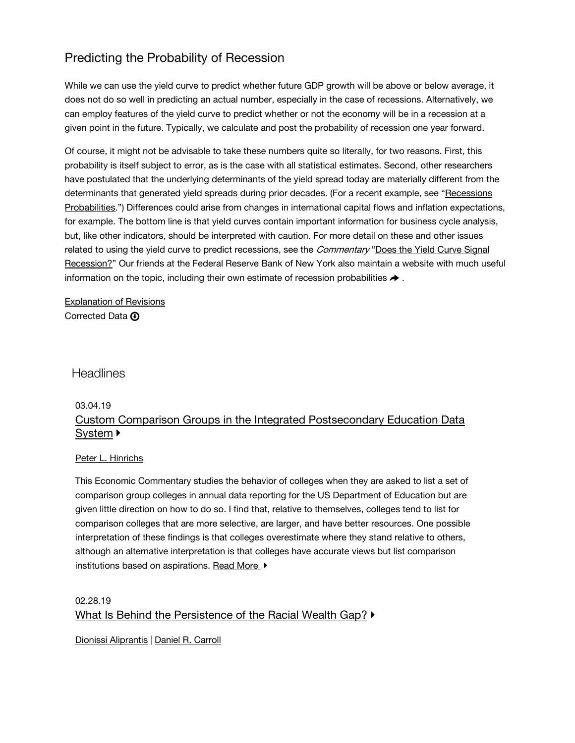## Predicting the Probability of Recession

While we can use the yield curve to predict whether future GDP growth will be above or below average, it does not do so well in predicting an actual number, especially in the case of recessions. Alternatively, we can employ features of the yield curve to predict whether or not the economy will be in a recession at a given point in the future. Typically, we calculate and post the probability of recession one year forward.

Of course, it might not be advisable to take these numbers quite so literally, for two reasons. First, this probability is itself subject to error, as is the case with all statistical estimates. Second, other researchers have postulated that the underlying determinants of the yield spread today are materially different from the determinants that generated yield spreads during prior decades. (For a recent example, see "Recessions Probabilities.") Differences could arise from changes in international capital flows and inflation expectations, for example. The bottom line is that yield curves contain important information for business cycle analysis, but, like other indicators, should be interpreted with caution. For more detail on these and other issues related to using the yield curve to predict recessions, see the *Commentary* "Does the Yield Curve Signal Recession?" Our friends at the Federal Reserve Bank of New York also maintain a website with much useful information on the topic, including their own estimate of recession probabilities.

Explanation of Revisions

Corrected Data

## Headlines

03.04.19

### Custom Comparison Groups in the Integrated Postsecondary Education Data System

Peter L. Hinrichs

This Economic Commentary studies the behavior of colleges when they are asked to list a set of comparison group colleges in annual data reporting for the US Department of Education but are given little direction on how to do so. I find that, relative to themselves, colleges tend to list for comparison colleges that are more selective, are larger, and have better resources. One possible interpretation of these findings is that colleges overestimate where they stand relative to others, although an alternative interpretation is that colleges have accurate views but list comparison institutions based on aspirations. Read More

02.28.19

### What Is Behind the Persistence of the Racial Wealth Gap?

Dionissi Aliprantis | Daniel R. Carroll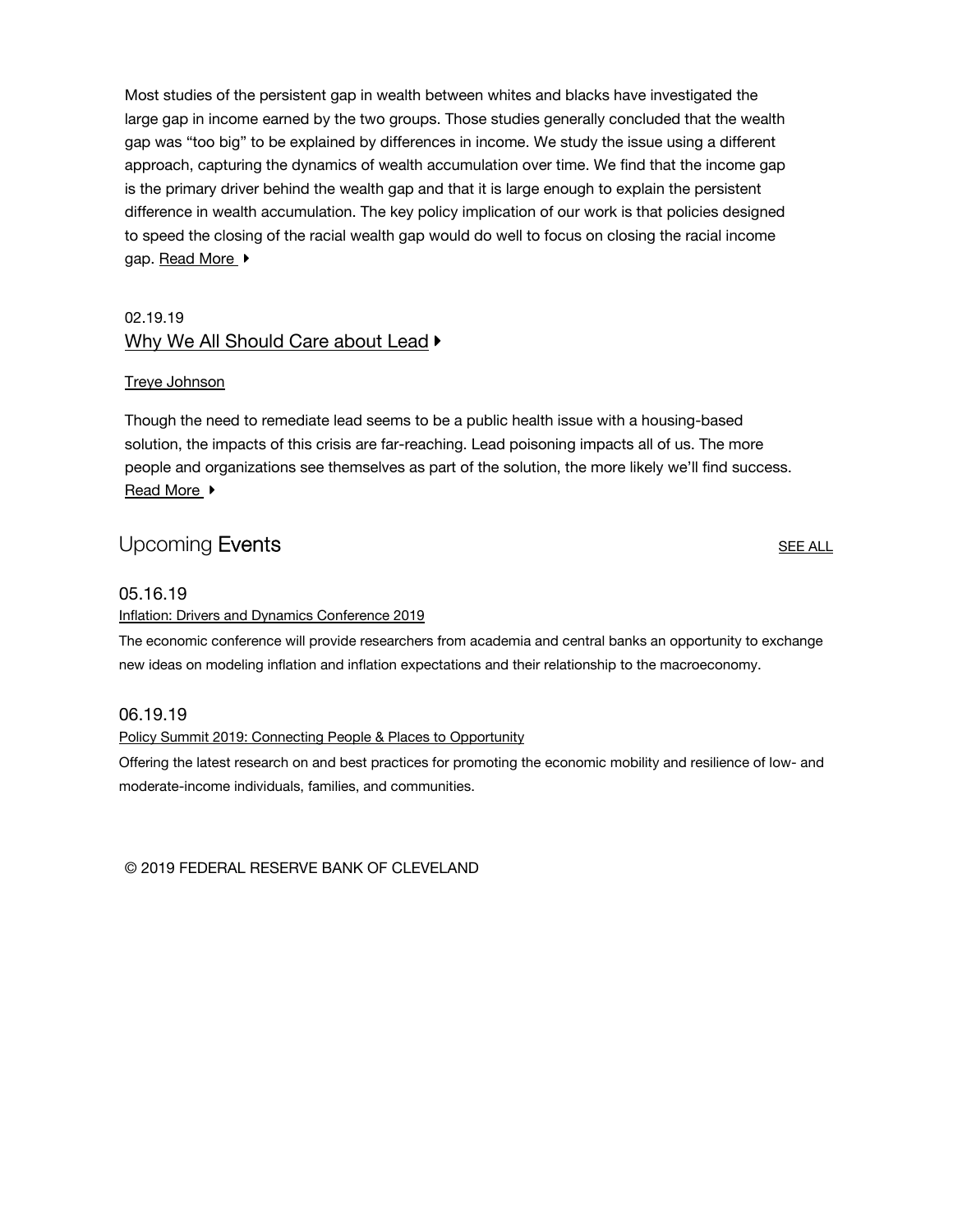Most studies of the persistent gap in wealth between whites and blacks have investigated the large gap in income earned by the two groups. Those studies generally concluded that the wealth gap was "too big" to be explained by differences in income. We study the issue using a different approach, capturing the dynamics of wealth accumulation over time. We find that the income gap is the primary driver behind the wealth gap and that it is large enough to explain the persistent difference in wealth accumulation. The key policy implication of our work is that policies designed to speed the closing of the racial wealth gap would do well to focus on closing the racial income gap. Read More ▶

02.19.19

### Why We All Should Care about Lead ▶

Treye Johnson

Though the need to remediate lead seems to be a public health issue with a housing-based solution, the impacts of this crisis are far-reaching. Lead poisoning impacts all of us. The more people and organizations see themselves as part of the solution, the more likely we'll find success. Read More ▶

## Upcoming Events

SEE ALL

05.16.19

Inflation: Drivers and Dynamics Conference 2019

The economic conference will provide researchers from academia and central banks an opportunity to exchange new ideas on modeling inflation and inflation expectations and their relationship to the macroeconomy.

06.19.19

Policy Summit 2019: Connecting People & Places to Opportunity

Offering the latest research on and best practices for promoting the economic mobility and resilience of low- and moderate-income individuals, families, and communities.

© 2019 FEDERAL RESERVE BANK OF CLEVELAND